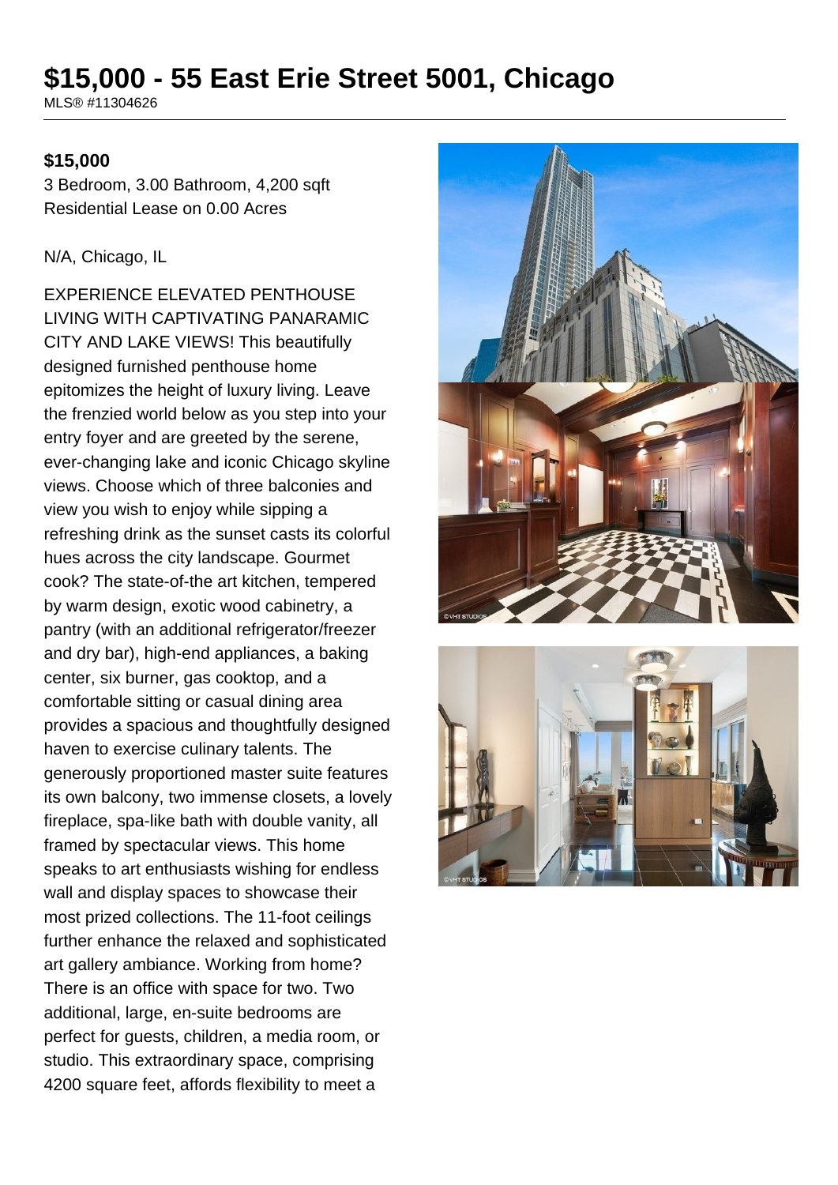# $15,000 - 55 East Erie Street 5001, Chicago

MLS® #11304626

**$15,000**

3 Bedroom, 3.00 Bathroom, 4,200 sqft
Residential Lease on 0.00 Acres

N/A, Chicago, IL

EXPERIENCE ELEVATED PENTHOUSE LIVING WITH CAPTIVATING PANARAMIC CITY AND LAKE VIEWS! This beautifully designed furnished penthouse home epitomizes the height of luxury living. Leave the frenzied world below as you step into your entry foyer and are greeted by the serene, ever-changing lake and iconic Chicago skyline views. Choose which of three balconies and view you wish to enjoy while sipping a refreshing drink as the sunset casts its colorful hues across the city landscape. Gourmet cook? The state-of-the art kitchen, tempered by warm design, exotic wood cabinetry, a pantry (with an additional refrigerator/freezer and dry bar), high-end appliances, a baking center, six burner, gas cooktop, and a comfortable sitting or casual dining area provides a spacious and thoughtfully designed haven to exercise culinary talents. The generously proportioned master suite features its own balcony, two immense closets, a lovely fireplace, spa-like bath with double vanity, all framed by spectacular views. This home speaks to art enthusiasts wishing for endless wall and display spaces to showcase their most prized collections. The 11-foot ceilings further enhance the relaxed and sophisticated art gallery ambiance. Working from home? There is an office with space for two. Two additional, large, en-suite bedrooms are perfect for guests, children, a media room, or studio. This extraordinary space, comprising 4200 square feet, affords flexibility to meet a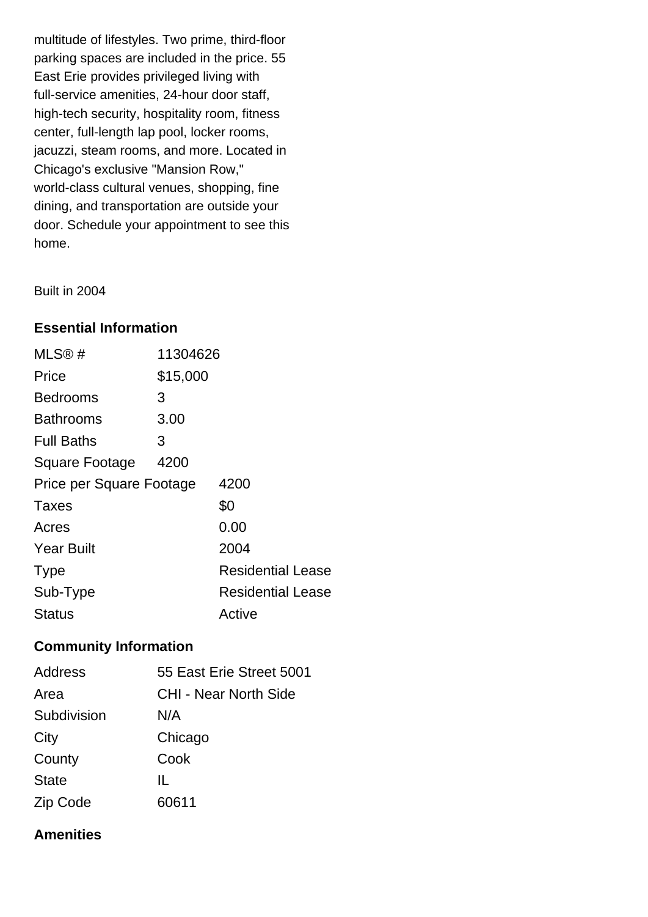multitude of lifestyles. Two prime, third-floor parking spaces are included in the price. 55 East Erie provides privileged living with full-service amenities, 24-hour door staff, high-tech security, hospitality room, fitness center, full-length lap pool, locker rooms, jacuzzi, steam rooms, and more. Located in Chicago's exclusive "Mansion Row," world-class cultural venues, shopping, fine dining, and transportation are outside your door. Schedule your appointment to see this home.

Built in 2004

### Essential Information

| | |
|---|---|
| MLS® # | 11304626 |
| Price | $15,000 |
| Bedrooms | 3 |
| Bathrooms | 3.00 |
| Full Baths | 3 |
| Square Footage | 4200 |
| Price per Square Footage | 4200 |
| Taxes | $0 |
| Acres | 0.00 |
| Year Built | 2004 |
| Type | Residential Lease |
| Sub-Type | Residential Lease |
| Status | Active |

### Community Information

| | |
|---|---|
| Address | 55 East Erie Street 5001 |
| Area | CHI - Near North Side |
| Subdivision | N/A |
| City | Chicago |
| County | Cook |
| State | IL |
| Zip Code | 60611 |

### Amenities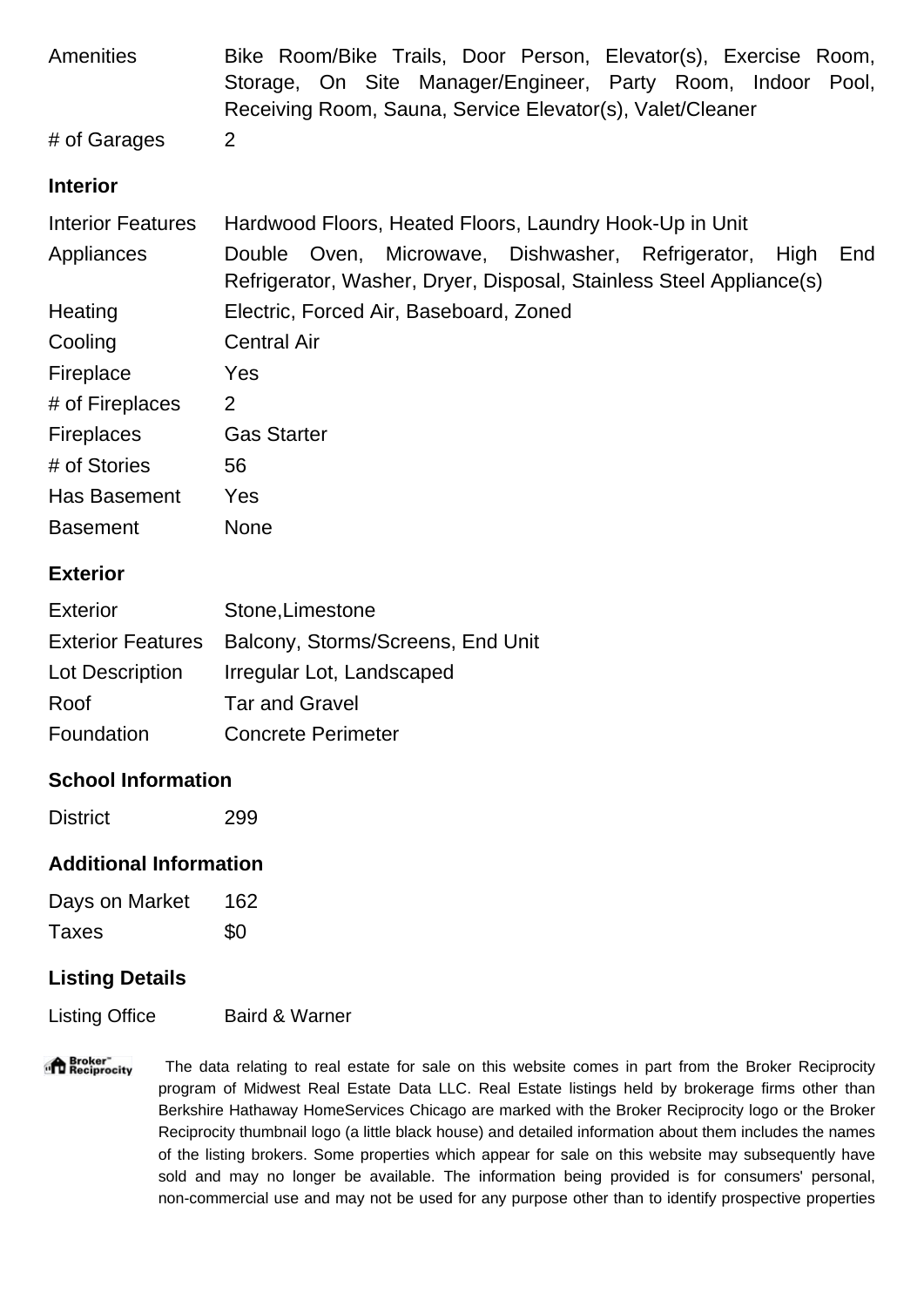| | |
|---|---|
| Amenities | Bike Room/Bike Trails, Door Person, Elevator(s), Exercise Room, Storage, On Site Manager/Engineer, Party Room, Indoor Pool, Receiving Room, Sauna, Service Elevator(s), Valet/Cleaner |
| # of Garages | 2 |

### Interior

| | |
|---|---|
| Interior Features | Hardwood Floors, Heated Floors, Laundry Hook-Up in Unit |
| Appliances | Double Oven, Microwave, Dishwasher, Refrigerator, High End Refrigerator, Washer, Dryer, Disposal, Stainless Steel Appliance(s) |
| Heating | Electric, Forced Air, Baseboard, Zoned |
| Cooling | Central Air |
| Fireplace | Yes |
| # of Fireplaces | 2 |
| Fireplaces | Gas Starter |
| # of Stories | 56 |
| Has Basement | Yes |
| Basement | None |

### Exterior

| | |
|---|---|
| Exterior | Stone,Limestone |
| Exterior Features | Balcony, Storms/Screens, End Unit |
| Lot Description | Irregular Lot, Landscaped |
| Roof | Tar and Gravel |
| Foundation | Concrete Perimeter |

### School Information

| | |
|---|---|
| District | 299 |

### Additional Information

| | |
|---|---|
| Days on Market | 162 |
| Taxes | $0 |

### Listing Details

| | |
|---|---|
| Listing Office | Baird & Warner |

Broker Reciprocity

The data relating to real estate for sale on this website comes in part from the Broker Reciprocity program of Midwest Real Estate Data LLC. Real Estate listings held by brokerage firms other than Berkshire Hathaway HomeServices Chicago are marked with the Broker Reciprocity logo or the Broker Reciprocity thumbnail logo (a little black house) and detailed information about them includes the names of the listing brokers. Some properties which appear for sale on this website may subsequently have sold and may no longer be available. The information being provided is for consumers' personal, non-commercial use and may not be used for any purpose other than to identify prospective properties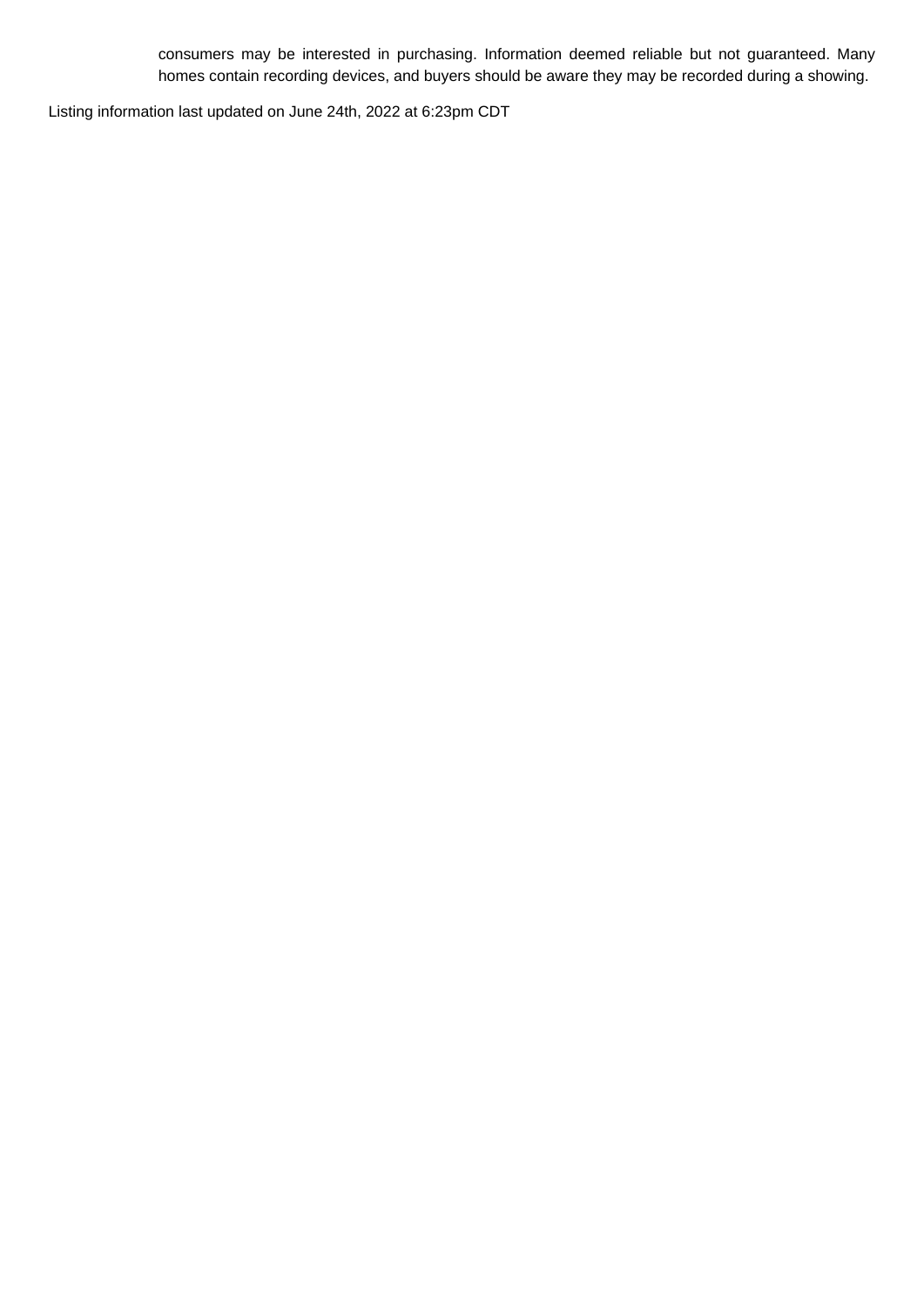consumers may be interested in purchasing. Information deemed reliable but not guaranteed. Many homes contain recording devices, and buyers should be aware they may be recorded during a showing.

Listing information last updated on June 24th, 2022 at 6:23pm CDT